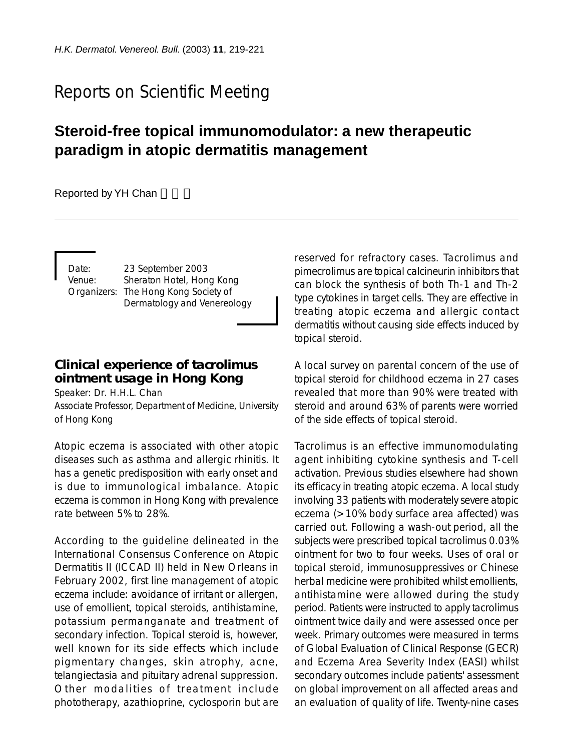# Reports on Scientific Meeting

## Steroid-free topical immunomodulator: a new therapeutic paradigm in atopic dermatitis management

Reported by YH Chan

Date: 23 September 2003
Venue: Sheraton Hotel, Hong Kong
Organizers: The Hong Kong Society of Dermatology and Venereology

### Clinical experience of tacrolimus ointment usage in Hong Kong

Speaker: Dr. H.H.L. Chan
Associate Professor, Department of Medicine, University of Hong Kong

Atopic eczema is associated with other atopic diseases such as asthma and allergic rhinitis. It has a genetic predisposition with early onset and is due to immunological imbalance. Atopic eczema is common in Hong Kong with prevalence rate between 5% to 28%.

According to the guideline delineated in the International Consensus Conference on Atopic Dermatitis II (ICCAD II) held in New Orleans in February 2002, first line management of atopic eczema include: avoidance of irritant or allergen, use of emollient, topical steroids, antihistamine, potassium permanganate and treatment of secondary infection. Topical steroid is, however, well known for its side effects which include pigmentary changes, skin atrophy, acne, telangiectasia and pituitary adrenal suppression. Other modalities of treatment include phototherapy, azathioprine, cyclosporin but are reserved for refractory cases. Tacrolimus and pimecrolimus are topical calcineurin inhibitors that can block the synthesis of both Th-1 and Th-2 type cytokines in target cells. They are effective in treating atopic eczema and allergic contact dermatitis without causing side effects induced by topical steroid.

A local survey on parental concern of the use of topical steroid for childhood eczema in 27 cases revealed that more than 90% were treated with steroid and around 63% of parents were worried of the side effects of topical steroid.

Tacrolimus is an effective immunomodulating agent inhibiting cytokine synthesis and T-cell activation. Previous studies elsewhere had shown its efficacy in treating atopic eczema. A local study involving 33 patients with moderately severe atopic eczema (>10% body surface area affected) was carried out. Following a wash-out period, all the subjects were prescribed topical tacrolimus 0.03% ointment for two to four weeks. Uses of oral or topical steroid, immunosuppressives or Chinese herbal medicine were prohibited whilst emollients, antihistamine were allowed during the study period. Patients were instructed to apply tacrolimus ointment twice daily and were assessed once per week. Primary outcomes were measured in terms of Global Evaluation of Clinical Response (GECR) and Eczema Area Severity Index (EASI) whilst secondary outcomes include patients' assessment on global improvement on all affected areas and an evaluation of quality of life. Twenty-nine cases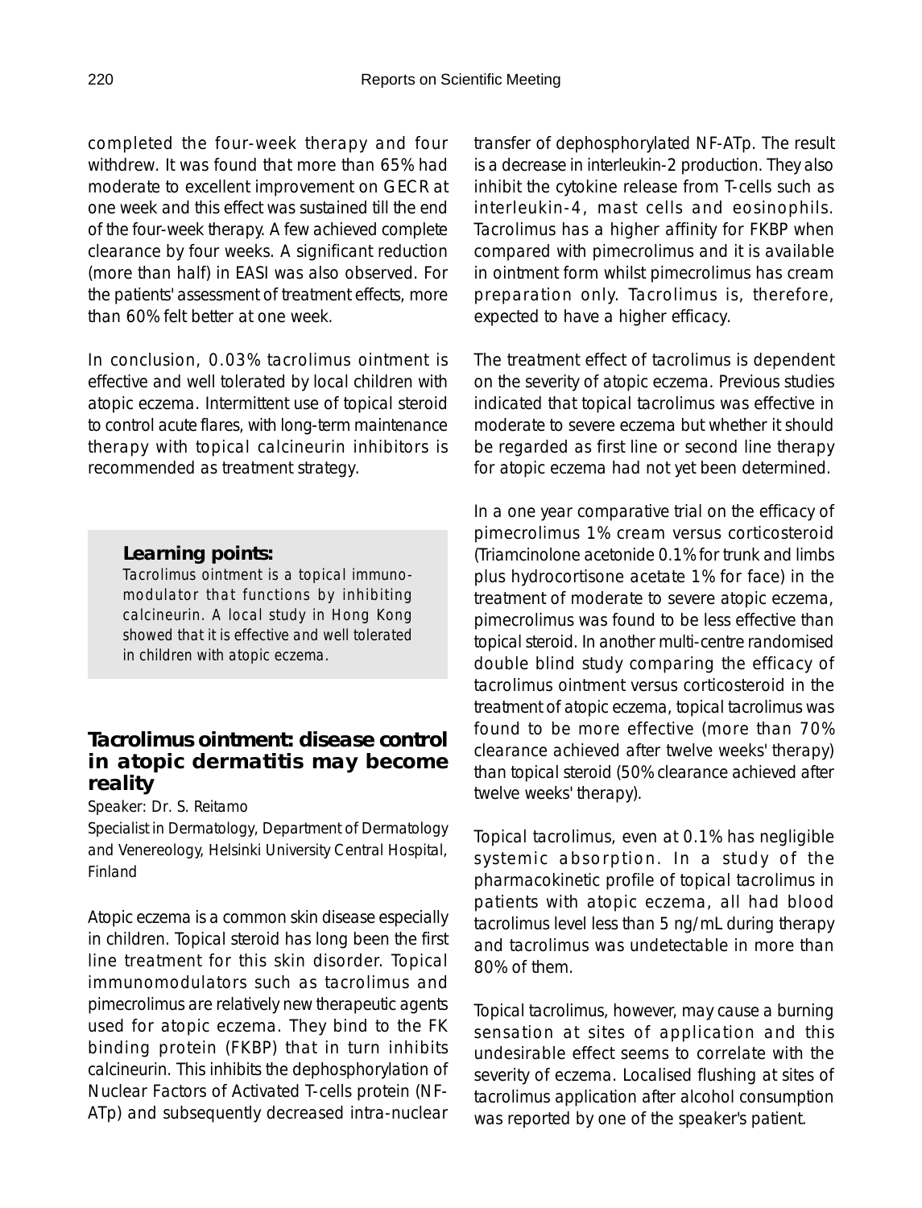completed the four-week therapy and four withdrew. It was found that more than 65% had moderate to excellent improvement on GECR at one week and this effect was sustained till the end of the four-week therapy. A few achieved complete clearance by four weeks. A significant reduction (more than half) in EASI was also observed. For the patients' assessment of treatment effects, more than 60% felt better at one week.

In conclusion, 0.03% tacrolimus ointment is effective and well tolerated by local children with atopic eczema. Intermittent use of topical steroid to control acute flares, with long-term maintenance therapy with topical calcineurin inhibitors is recommended as treatment strategy.

> **Learning points:**
> Tacrolimus ointment is a topical immunomodulator that functions by inhibiting calcineurin. A local study in Hong Kong showed that it is effective and well tolerated in children with atopic eczema.

## Tacrolimus ointment: disease control in atopic dermatitis may become reality

Speaker: Dr. S. Reitamo

Specialist in Dermatology, Department of Dermatology and Venereology, Helsinki University Central Hospital, Finland

Atopic eczema is a common skin disease especially in children. Topical steroid has long been the first line treatment for this skin disorder. Topical immunomodulators such as tacrolimus and pimecrolimus are relatively new therapeutic agents used for atopic eczema. They bind to the FK binding protein (FKBP) that in turn inhibits calcineurin. This inhibits the dephosphorylation of Nuclear Factors of Activated T-cells protein (NF-ATp) and subsequently decreased intra-nuclear transfer of dephosphorylated NF-ATp. The result is a decrease in interleukin-2 production. They also inhibit the cytokine release from T-cells such as interleukin-4, mast cells and eosinophils. Tacrolimus has a higher affinity for FKBP when compared with pimecrolimus and it is available in ointment form whilst pimecrolimus has cream preparation only. Tacrolimus is, therefore, expected to have a higher efficacy.

The treatment effect of tacrolimus is dependent on the severity of atopic eczema. Previous studies indicated that topical tacrolimus was effective in moderate to severe eczema but whether it should be regarded as first line or second line therapy for atopic eczema had not yet been determined.

In a one year comparative trial on the efficacy of pimecrolimus 1% cream versus corticosteroid (Triamcinolone acetonide 0.1% for trunk and limbs plus hydrocortisone acetate 1% for face) in the treatment of moderate to severe atopic eczema, pimecrolimus was found to be less effective than topical steroid. In another multi-centre randomised double blind study comparing the efficacy of tacrolimus ointment versus corticosteroid in the treatment of atopic eczema, topical tacrolimus was found to be more effective (more than 70% clearance achieved after twelve weeks' therapy) than topical steroid (50% clearance achieved after twelve weeks' therapy).

Topical tacrolimus, even at 0.1% has negligible systemic absorption. In a study of the pharmacokinetic profile of topical tacrolimus in patients with atopic eczema, all had blood tacrolimus level less than 5 ng/mL during therapy and tacrolimus was undetectable in more than 80% of them.

Topical tacrolimus, however, may cause a burning sensation at sites of application and this undesirable effect seems to correlate with the severity of eczema. Localised flushing at sites of tacrolimus application after alcohol consumption was reported by one of the speaker's patient.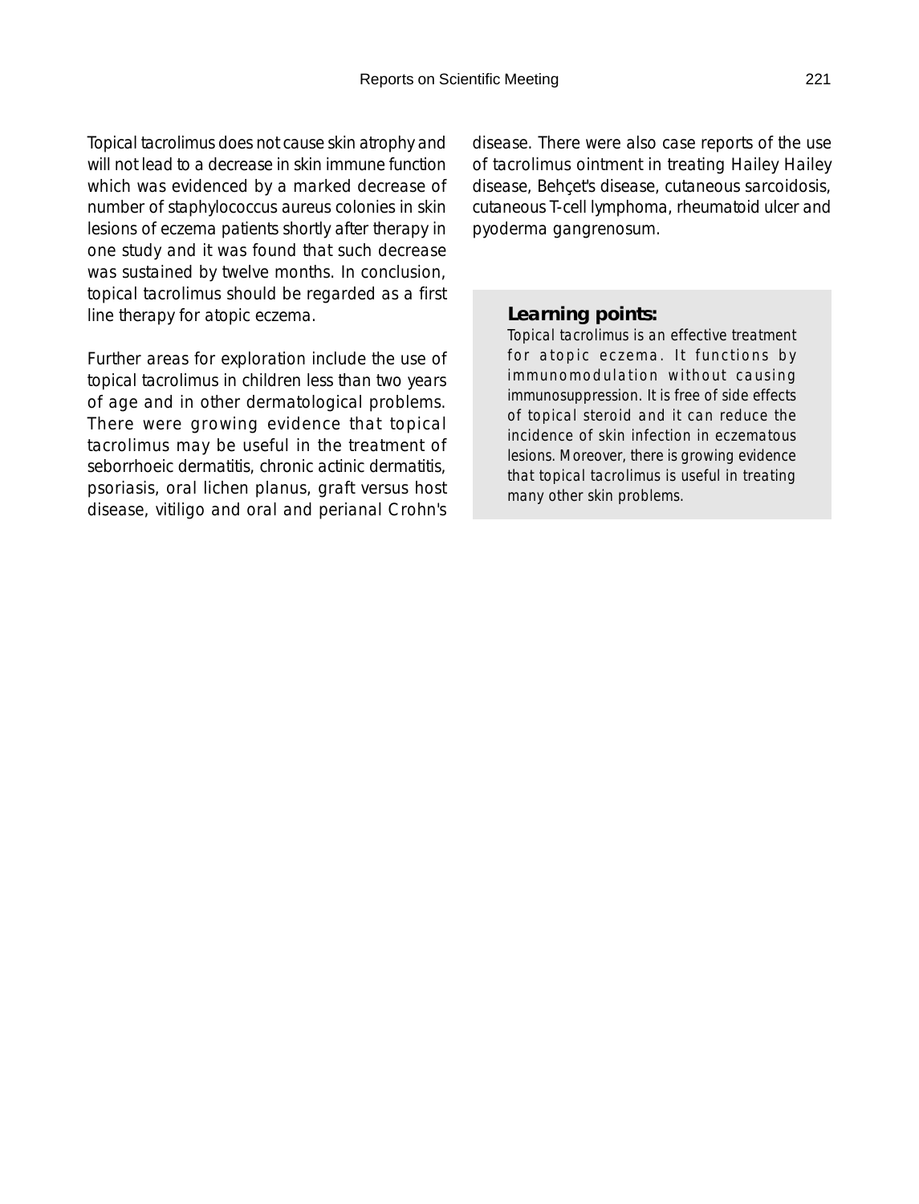Topical tacrolimus does not cause skin atrophy and will not lead to a decrease in skin immune function which was evidenced by a marked decrease of number of staphylococcus aureus colonies in skin lesions of eczema patients shortly after therapy in one study and it was found that such decrease was sustained by twelve months. In conclusion, topical tacrolimus should be regarded as a first line therapy for atopic eczema.

Further areas for exploration include the use of topical tacrolimus in children less than two years of age and in other dermatological problems. There were growing evidence that topical tacrolimus may be useful in the treatment of seborrhoeic dermatitis, chronic actinic dermatitis, psoriasis, oral lichen planus, graft versus host disease, vitiligo and oral and perianal Crohn's disease. There were also case reports of the use of tacrolimus ointment in treating Hailey Hailey disease, Behçet's disease, cutaneous sarcoidosis, cutaneous T-cell lymphoma, rheumatoid ulcer and pyoderma gangrenosum.

**Learning points:**

Topical tacrolimus is an effective treatment for atopic eczema. It functions by immunomodulation without causing immunosuppression. It is free of side effects of topical steroid and it can reduce the incidence of skin infection in eczematous lesions. Moreover, there is growing evidence that topical tacrolimus is useful in treating many other skin problems.